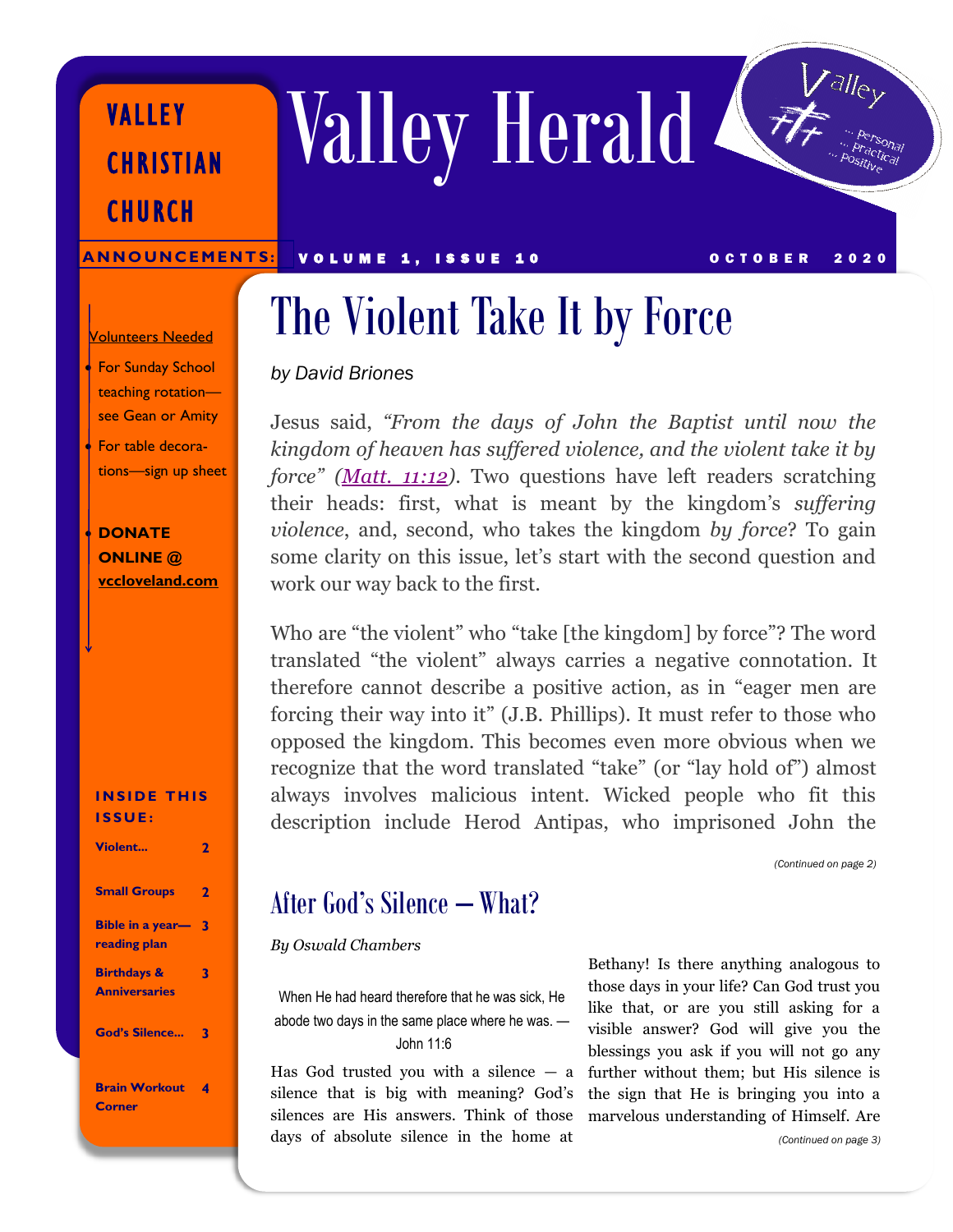# Valley Herald

VALLEY CHRISTIAN CHURCH

Valley ... Personal ... Practical ... Positive

ANNOUNCEMENTS:

Volunteers Needed

- For Sunday School teaching rotation—see Gean or Amity
- For table decorations—sign up sheet
- **DONATE ONLINE @ vccloveland.com**

**INSIDE THIS ISSUE:**

| | |
|---|---|
| **Violent...** | **2** |
| **Small Groups** | **2** |
| **Bible in a year—reading plan** | **3** |
| **Birthdays & Anniversaries** | **3** |
| **God's Silence...** | **3** |
| **Brain Workout Corner** | **4** |

VOLUME 1, ISSUE 10 — OCTOBER 2020

## The Violent Take It by Force

*by David Briones*

Jesus said, *"From the days of John the Baptist until now the kingdom of heaven has suffered violence, and the violent take it by force" (Matt. 11:12)*. Two questions have left readers scratching their heads: first, what is meant by the kingdom's *suffering violence*, and, second, who takes the kingdom *by force*? To gain some clarity on this issue, let's start with the second question and work our way back to the first.

Who are "the violent" who "take [the kingdom] by force"? The word translated "the violent" always carries a negative connotation. It therefore cannot describe a positive action, as in "eager men are forcing their way into it" (J.B. Phillips). It must refer to those who opposed the kingdom. This becomes even more obvious when we recognize that the word translated "take" (or "lay hold of") almost always involves malicious intent. Wicked people who fit this description include Herod Antipas, who imprisoned John the

*(Continued on page 2)*

## After God's Silence — What?

*By Oswald Chambers*

When He had heard therefore that he was sick, He abode two days in the same place where he was. — John 11:6

Has God trusted you with a silence — a silence that is big with meaning? God's silences are His answers. Think of those days of absolute silence in the home at Bethany! Is there anything analogous to those days in your life? Can God trust you like that, or are you still asking for a visible answer? God will give you the blessings you ask if you will not go any further without them; but His silence is the sign that He is bringing you into a marvelous understanding of Himself. Are

*(Continued on page 3)*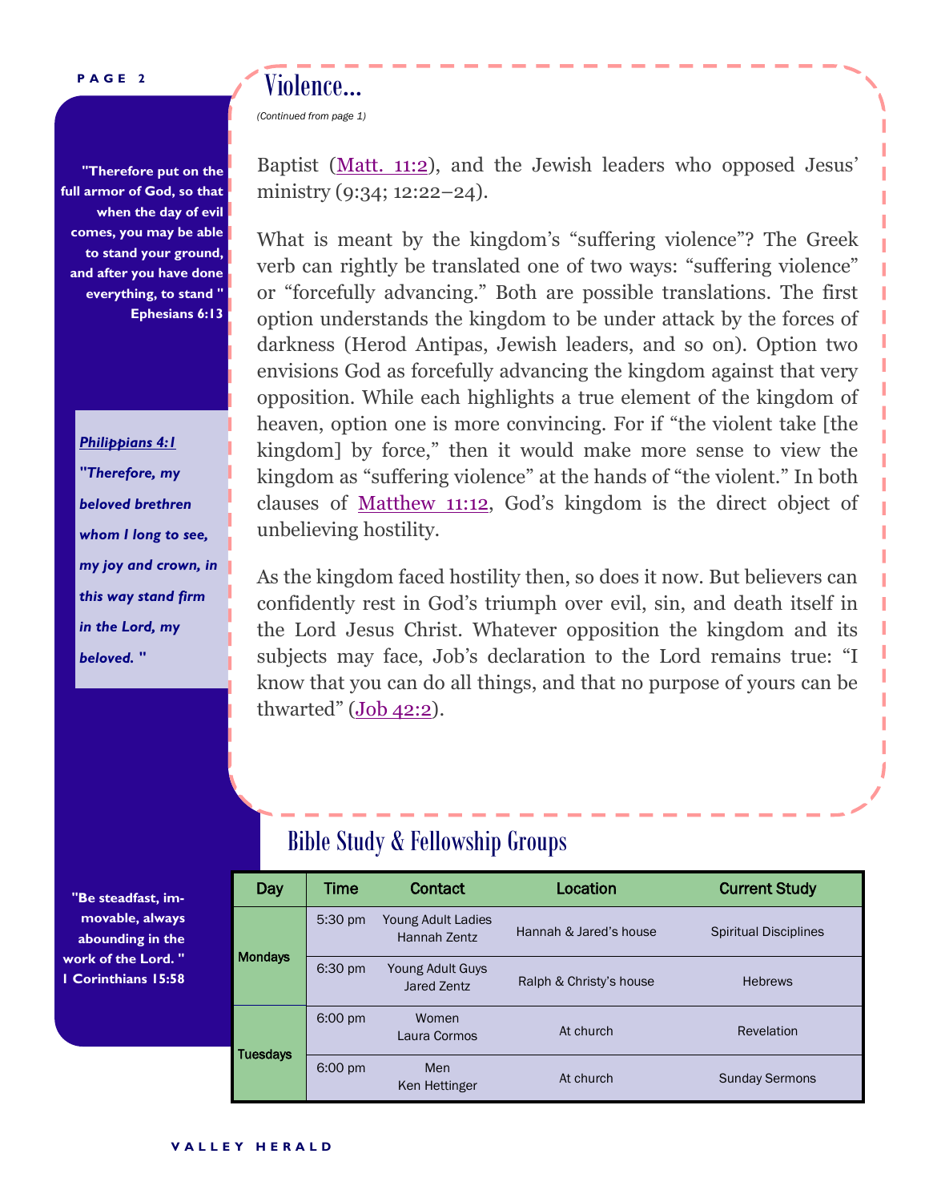## Violence...

*(Continued from page 1)*

Baptist (Matt. 11:2), and the Jewish leaders who opposed Jesus' ministry (9:34; 12:22–24).

What is meant by the kingdom's "suffering violence"? The Greek verb can rightly be translated one of two ways: "suffering violence" or "forcefully advancing." Both are possible translations. The first option understands the kingdom to be under attack by the forces of darkness (Herod Antipas, Jewish leaders, and so on). Option two envisions God as forcefully advancing the kingdom against that very opposition. While each highlights a true element of the kingdom of heaven, option one is more convincing. For if "the violent take [the kingdom] by force," then it would make more sense to view the kingdom as "suffering violence" at the hands of "the violent." In both clauses of Matthew 11:12, God's kingdom is the direct object of unbelieving hostility.

As the kingdom faced hostility then, so does it now. But believers can confidently rest in God's triumph over evil, sin, and death itself in the Lord Jesus Christ. Whatever opposition the kingdom and its subjects may face, Job's declaration to the Lord remains true: "I know that you can do all things, and that no purpose of yours can be thwarted" (Job 42:2).

**"Therefore put on the full armor of God, so that when the day of evil comes, you may be able to stand your ground, and after you have done everything, to stand " Ephesians 6:13**

***Philippians 4:1***

***"Therefore, my beloved brethren whom I long to see, my joy and crown, in this way stand firm in the Lord, my beloved. "***

**"Be steadfast, immovable, always abounding in the work of the Lord. " I Corinthians 15:58**

## Bible Study & Fellowship Groups

| Day | Time | Contact | Location | Current Study |
|---|---|---|---|---|
| Mondays | 5:30 pm | Young Adult Ladies Hannah Zentz | Hannah & Jared's house | Spiritual Disciplines |
| | 6:30 pm | Young Adult Guys Jared Zentz | Ralph & Christy's house | Hebrews |
| Tuesdays | 6:00 pm | Women Laura Cormos | At church | Revelation |
| | 6:00 pm | Men Ken Hettinger | At church | Sunday Sermons |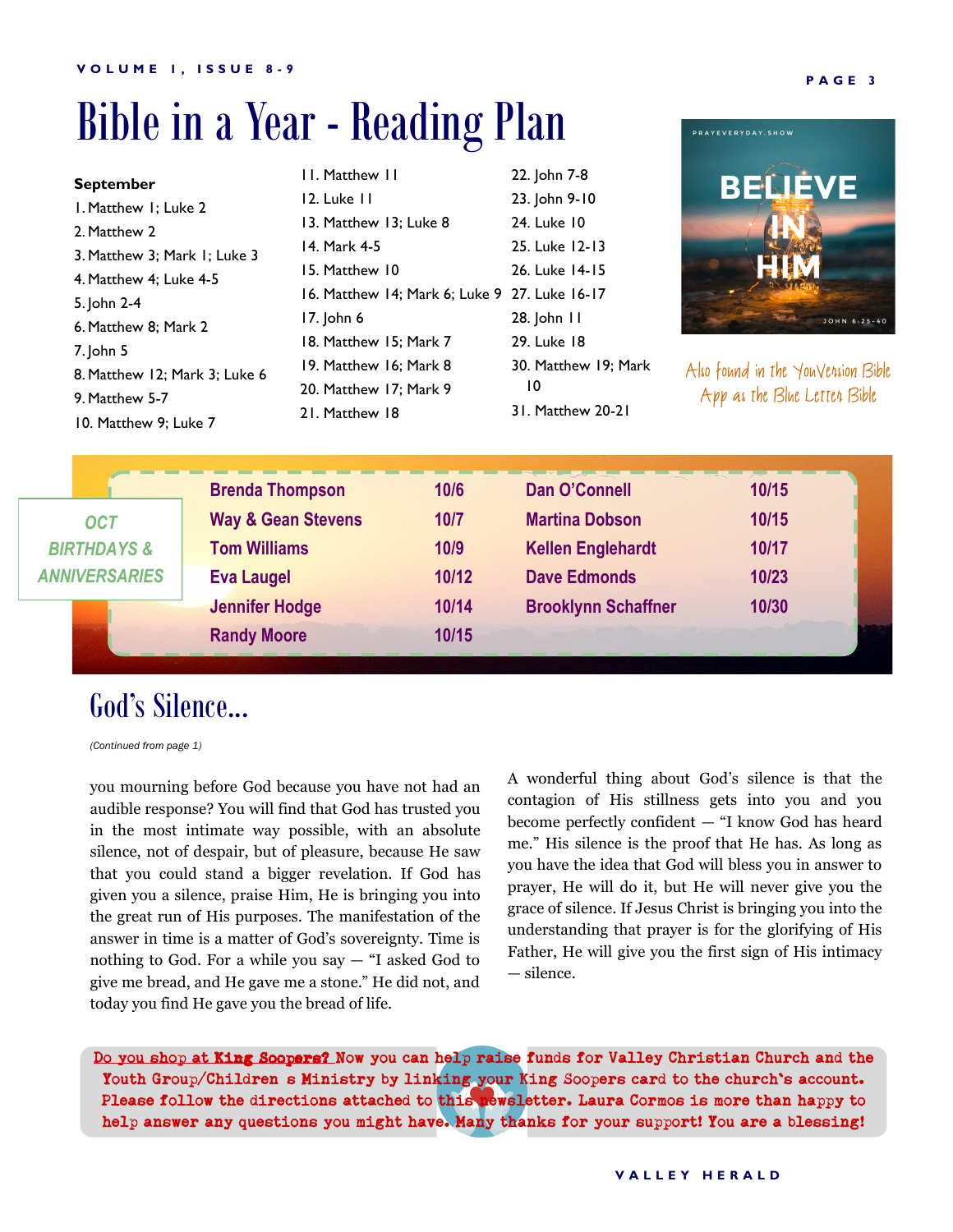# Bible in a Year - Reading Plan

**September**

1. Matthew 1; Luke 2
2. Matthew 2
3. Matthew 3; Mark 1; Luke 3
4. Matthew 4; Luke 4-5
5. John 2-4
6. Matthew 8; Mark 2
7. John 5
8. Matthew 12; Mark 3; Luke 6
9. Matthew 5-7
10. Matthew 9; Luke 7
11. Matthew 11
12. Luke 11
13. Matthew 13; Luke 8
14. Mark 4-5
15. Matthew 10
16. Matthew 14; Mark 6; Luke 9
17. John 6
18. Matthew 15; Mark 7
19. Matthew 16; Mark 8
20. Matthew 17; Mark 9
21. Matthew 18
22. John 7-8
23. John 9-10
24. Luke 10
25. Luke 12-13
26. Luke 14-15
27. Luke 16-17
28. John 11
29. Luke 18
30. Matthew 19; Mark 10
31. Matthew 20-21

PRAYEVERYDAY.SHOW
BELIEVE IN HIM
JOHN 6:25-40

*Also found in the YouVersion Bible App as the Blue Letter Bible*

## OCT BIRTHDAYS & ANNIVERSARIES

| Name | Date | Name | Date |
|---|---|---|---|
| Brenda Thompson | 10/6 | Dan O'Connell | 10/15 |
| Way & Gean Stevens | 10/7 | Martina Dobson | 10/15 |
| Tom Williams | 10/9 | Kellen Englehardt | 10/17 |
| Eva Laugel | 10/12 | Dave Edmonds | 10/23 |
| Jennifer Hodge | 10/14 | Brooklynn Schaffner | 10/30 |
| Randy Moore | 10/15 | | |

## God's Silence...

*(Continued from page 1)*

you mourning before God because you have not had an audible response? You will find that God has trusted you in the most intimate way possible, with an absolute silence, not of despair, but of pleasure, because He saw that you could stand a bigger revelation. If God has given you a silence, praise Him, He is bringing you into the great run of His purposes. The manifestation of the answer in time is a matter of God's sovereignty. Time is nothing to God. For a while you say — "I asked God to give me bread, and He gave me a stone." He did not, and today you find He gave you the bread of life.

A wonderful thing about God's silence is that the contagion of His stillness gets into you and you become perfectly confident — "I know God has heard me." His silence is the proof that He has. As long as you have the idea that God will bless you in answer to prayer, He will do it, but He will never give you the grace of silence. If Jesus Christ is bringing you into the understanding that prayer is for the glorifying of His Father, He will give you the first sign of His intimacy — silence.

Do you shop at King Soopers? Now you can help raise funds for Valley Christian Church and the Youth Group/Children s Ministry by linking your King Soopers card to the church's account. Please follow the directions attached to this newsletter. Laura Cormos is more than happy to help answer any questions you might have. Many thanks for your support! You are a blessing!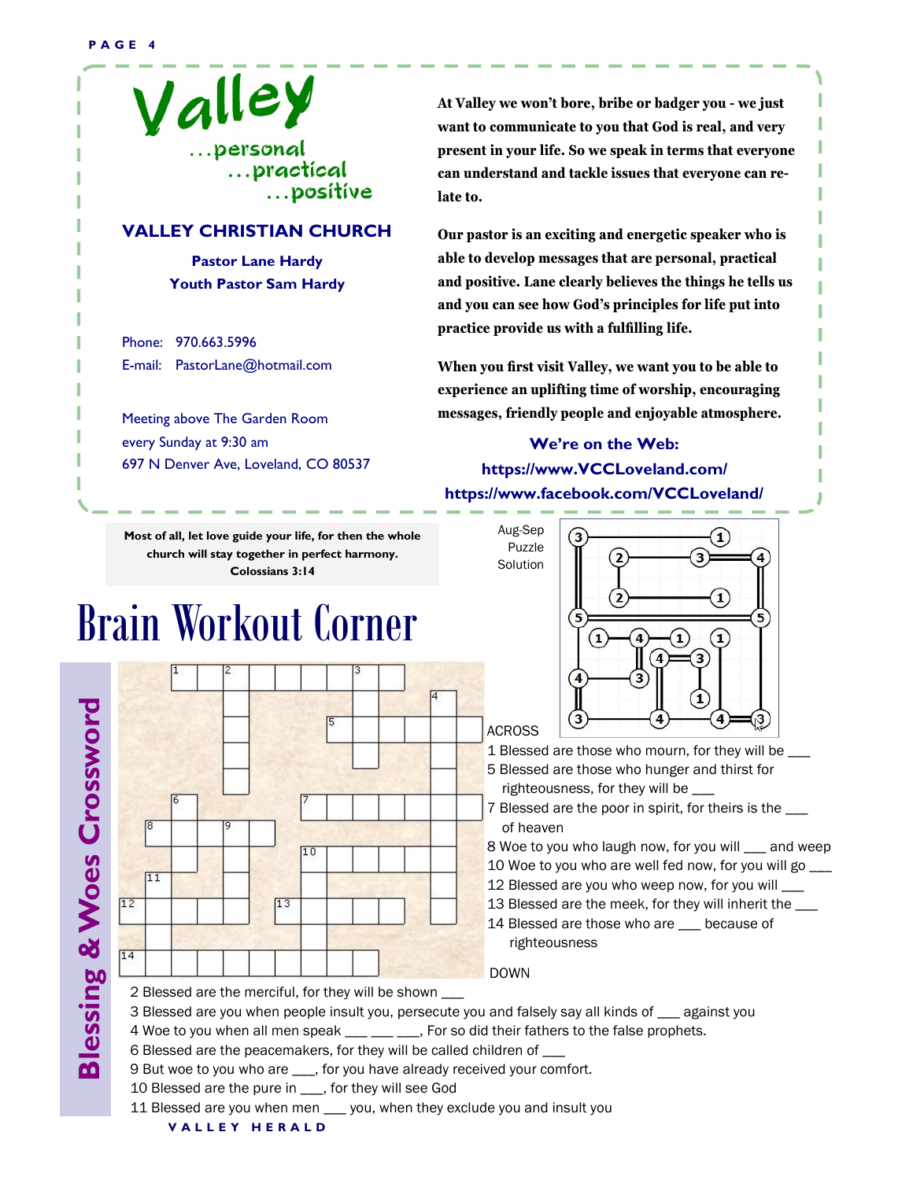# Valley

...personal
...practical
...positive

## VALLEY CHRISTIAN CHURCH

**Pastor Lane Hardy**
**Youth Pastor Sam Hardy**

Phone: 970.663.5996
E-mail: PastorLane@hotmail.com

Meeting above The Garden Room
every Sunday at 9:30 am
697 N Denver Ave, Loveland, CO 80537

**At Valley we won't bore, bribe or badger you - we just want to communicate to you that God is real, and very present in your life. So we speak in terms that everyone can understand and tackle issues that everyone can relate to.**

**Our pastor is an exciting and energetic speaker who is able to develop messages that are personal, practical and positive. Lane clearly believes the things he tells us and you can see how God's principles for life put into practice provide us with a fulfilling life.**

**When you first visit Valley, we want you to be able to experience an uplifting time of worship, encouraging messages, friendly people and enjoyable atmosphere.**

**We're on the Web:**
**https://www.VCCLoveland.com/**
**https://www.facebook.com/VCCLoveland/**

**Most of all, let love guide your life, for then the whole church will stay together in perfect harmony. Colossians 3:14**

# Brain Workout Corner

## Blessing & Woes Crossword

Aug-Sep Puzzle Solution

ACROSS

1 Blessed are those who mourn, for they will be ___
5 Blessed are those who hunger and thirst for righteousness, for they will be ___
7 Blessed are the poor in spirit, for theirs is the ___ of heaven
8 Woe to you who laugh now, for you will ___ and weep
10 Woe to you who are well fed now, for you will go ___
12 Blessed are you who weep now, for you will ___
13 Blessed are the meek, for they will inherit the ___
14 Blessed are those who are ___ because of righteousness

DOWN

2 Blessed are the merciful, for they will be shown ___
3 Blessed are you when people insult you, persecute you and falsely say all kinds of ___ against you
4 Woe to you when all men speak ___ ___ ___, For so did their fathers to the false prophets.
6 Blessed are the peacemakers, for they will be called children of ___
9 But woe to you who are ___, for you have already received your comfort.
10 Blessed are the pure in ___, for they will see God
11 Blessed are you when men ___ you, when they exclude you and insult you